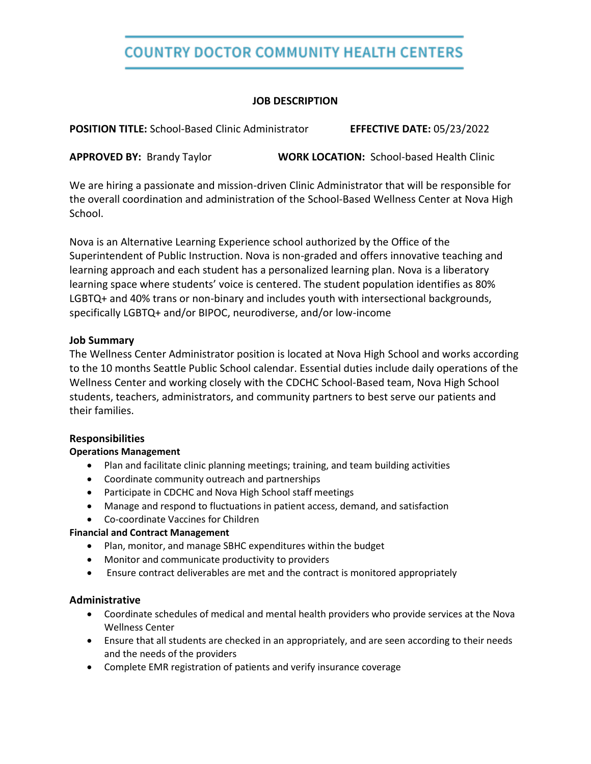# COUNTRY DOCTOR COMMUNITY HEALTH CENTERS

## JOB DESCRIPTION

**POSITION TITLE:** School-Based Clinic Administrator **EFFECTIVE DATE:** 05/23/2022

**APPROVED BY:** Brandy Taylor **WORK LOCATION:** School-based Health Clinic

We are hiring a passionate and mission-driven Clinic Administrator that will be responsible for the overall coordination and administration of the School-Based Wellness Center at Nova High School.

Nova is an Alternative Learning Experience school authorized by the Office of the Superintendent of Public Instruction. Nova is non-graded and offers innovative teaching and learning approach and each student has a personalized learning plan. Nova is a liberatory learning space where students' voice is centered. The student population identifies as 80% LGBTQ+ and 40% trans or non-binary and includes youth with intersectional backgrounds, specifically LGBTQ+ and/or BIPOC, neurodiverse, and/or low-income

### Job Summary

The Wellness Center Administrator position is located at Nova High School and works according to the 10 months Seattle Public School calendar. Essential duties include daily operations of the Wellness Center and working closely with the CDCHC School-Based team, Nova High School students, teachers, administrators, and community partners to best serve our patients and their families.

### Responsibilities

**Operations Management**

- Plan and facilitate clinic planning meetings; training, and team building activities
- Coordinate community outreach and partnerships
- Participate in CDCHC and Nova High School staff meetings
- Manage and respond to fluctuations in patient access, demand, and satisfaction
- Co-coordinate Vaccines for Children

**Financial and Contract Management**

- Plan, monitor, and manage SBHC expenditures within the budget
- Monitor and communicate productivity to providers
- Ensure contract deliverables are met and the contract is monitored appropriately

### Administrative

- Coordinate schedules of medical and mental health providers who provide services at the Nova Wellness Center
- Ensure that all students are checked in an appropriately, and are seen according to their needs and the needs of the providers
- Complete EMR registration of patients and verify insurance coverage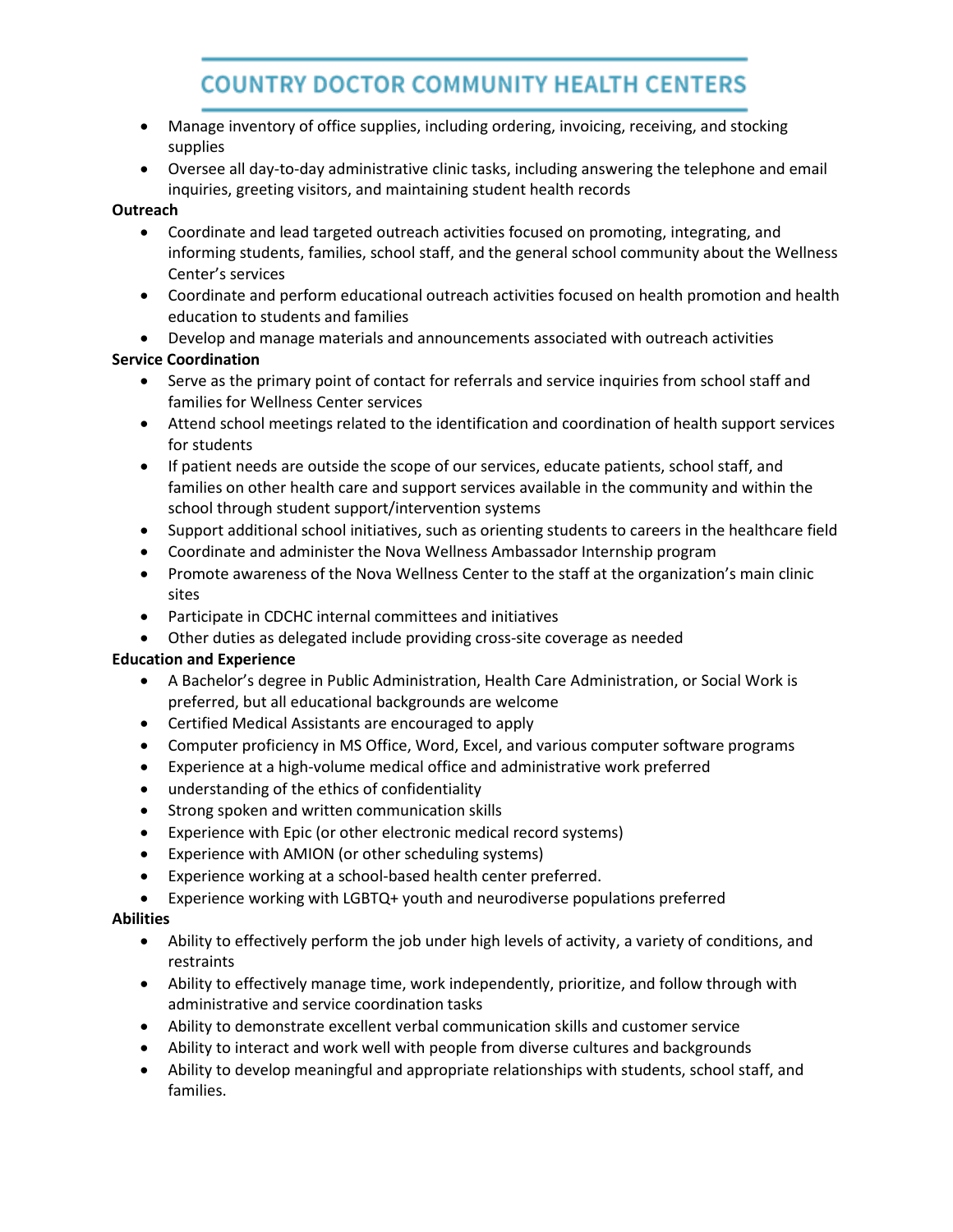- Manage inventory of office supplies, including ordering, invoicing, receiving, and stocking supplies
- Oversee all day-to-day administrative clinic tasks, including answering the telephone and email inquiries, greeting visitors, and maintaining student health records

**Outreach**

- Coordinate and lead targeted outreach activities focused on promoting, integrating, and informing students, families, school staff, and the general school community about the Wellness Center's services
- Coordinate and perform educational outreach activities focused on health promotion and health education to students and families
- Develop and manage materials and announcements associated with outreach activities

**Service Coordination**

- Serve as the primary point of contact for referrals and service inquiries from school staff and families for Wellness Center services
- Attend school meetings related to the identification and coordination of health support services for students
- If patient needs are outside the scope of our services, educate patients, school staff, and families on other health care and support services available in the community and within the school through student support/intervention systems
- Support additional school initiatives, such as orienting students to careers in the healthcare field
- Coordinate and administer the Nova Wellness Ambassador Internship program
- Promote awareness of the Nova Wellness Center to the staff at the organization's main clinic sites
- Participate in CDCHC internal committees and initiatives
- Other duties as delegated include providing cross-site coverage as needed

**Education and Experience**

- A Bachelor's degree in Public Administration, Health Care Administration, or Social Work is preferred, but all educational backgrounds are welcome
- Certified Medical Assistants are encouraged to apply
- Computer proficiency in MS Office, Word, Excel, and various computer software programs
- Experience at a high-volume medical office and administrative work preferred
- understanding of the ethics of confidentiality
- Strong spoken and written communication skills
- Experience with Epic (or other electronic medical record systems)
- Experience with AMION (or other scheduling systems)
- Experience working at a school-based health center preferred.
- Experience working with LGBTQ+ youth and neurodiverse populations preferred

**Abilities**

- Ability to effectively perform the job under high levels of activity, a variety of conditions, and restraints
- Ability to effectively manage time, work independently, prioritize, and follow through with administrative and service coordination tasks
- Ability to demonstrate excellent verbal communication skills and customer service
- Ability to interact and work well with people from diverse cultures and backgrounds
- Ability to develop meaningful and appropriate relationships with students, school staff, and families.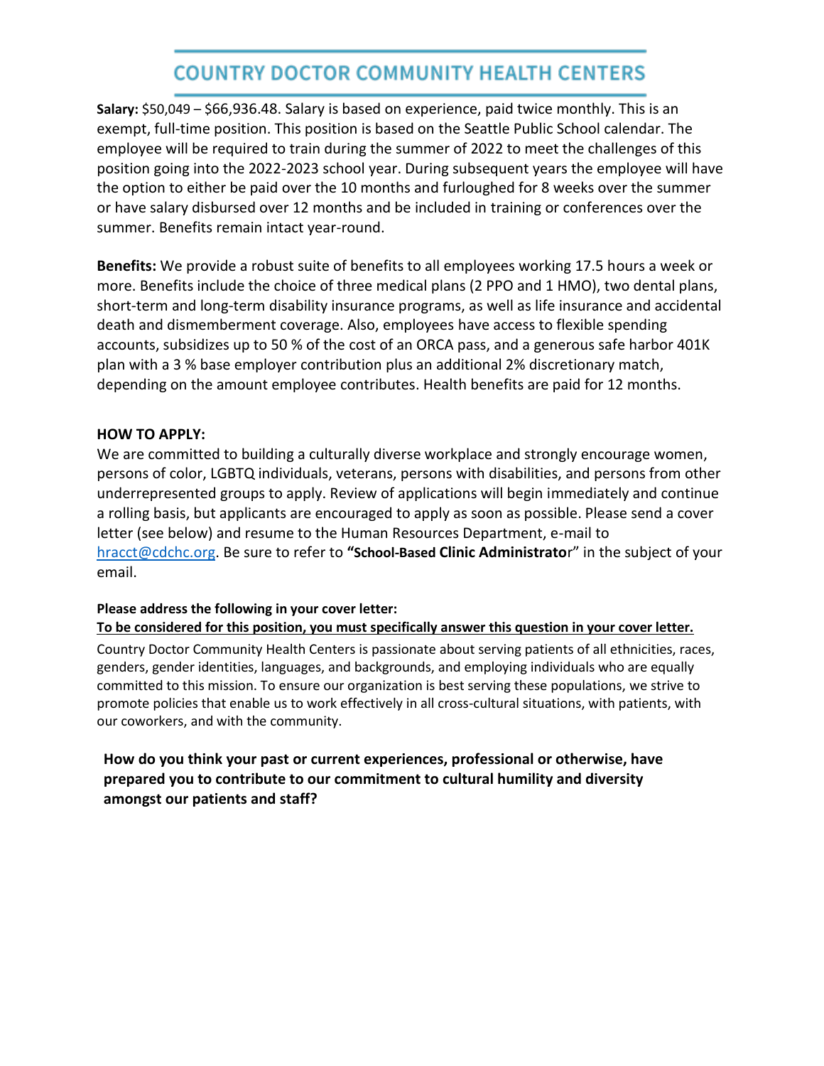**Salary:** $50,049 – $66,936.48. Salary is based on experience, paid twice monthly. This is an exempt, full-time position. This position is based on the Seattle Public School calendar. The employee will be required to train during the summer of 2022 to meet the challenges of this position going into the 2022-2023 school year. During subsequent years the employee will have the option to either be paid over the 10 months and furloughed for 8 weeks over the summer or have salary disbursed over 12 months and be included in training or conferences over the summer. Benefits remain intact year-round.

**Benefits:** We provide a robust suite of benefits to all employees working 17.5 hours a week or more. Benefits include the choice of three medical plans (2 PPO and 1 HMO), two dental plans, short-term and long-term disability insurance programs, as well as life insurance and accidental death and dismemberment coverage. Also, employees have access to flexible spending accounts, subsidizes up to 50 % of the cost of an ORCA pass, and a generous safe harbor 401K plan with a 3 % base employer contribution plus an additional 2% discretionary match, depending on the amount employee contributes. Health benefits are paid for 12 months.

**HOW TO APPLY:**

We are committed to building a culturally diverse workplace and strongly encourage women, persons of color, LGBTQ individuals, veterans, persons with disabilities, and persons from other underrepresented groups to apply. Review of applications will begin immediately and continue a rolling basis, but applicants are encouraged to apply as soon as possible. Please send a cover letter (see below) and resume to the Human Resources Department, e-mail to hracct@cdchc.org. Be sure to refer to **"School-Based Clinic Administrato**r" in the subject of your email.

**Please address the following in your cover letter:**

**To be considered for this position, you must specifically answer this question in your cover letter.**

Country Doctor Community Health Centers is passionate about serving patients of all ethnicities, races, genders, gender identities, languages, and backgrounds, and employing individuals who are equally committed to this mission. To ensure our organization is best serving these populations, we strive to promote policies that enable us to work effectively in all cross-cultural situations, with patients, with our coworkers, and with the community.

**How do you think your past or current experiences, professional or otherwise, have prepared you to contribute to our commitment to cultural humility and diversity amongst our patients and staff?**